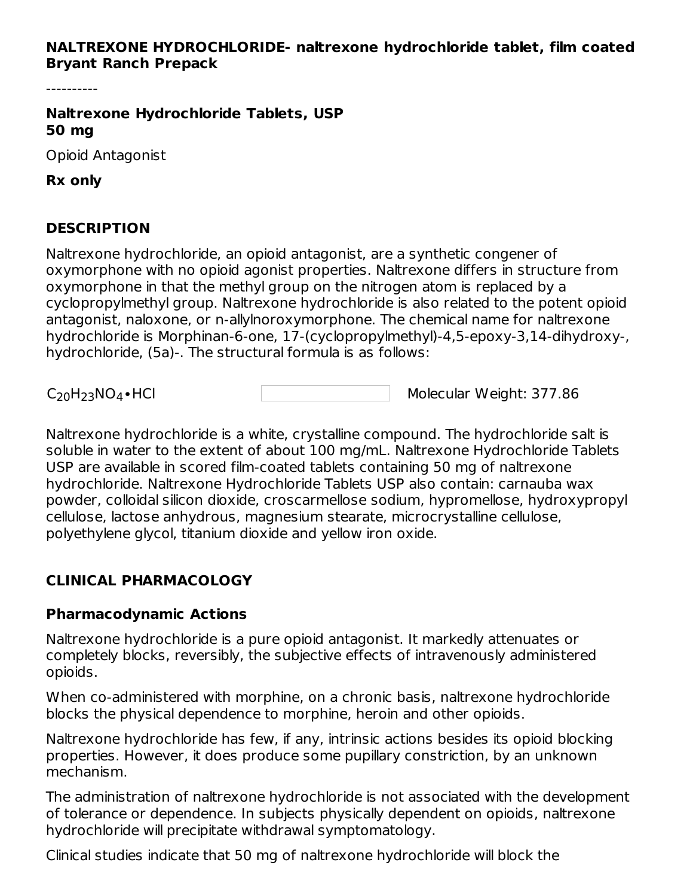**NALTREXONE HYDROCHLORIDE- naltrexone hydrochloride tablet, film coated**
**Bryant Ranch Prepack**

----------

# Naltrexone Hydrochloride Tablets, USP 50 mg

Opioid Antagonist

**Rx only**

## DESCRIPTION

Naltrexone hydrochloride, an opioid antagonist, are a synthetic congener of oxymorphone with no opioid agonist properties. Naltrexone differs in structure from oxymorphone in that the methyl group on the nitrogen atom is replaced by a cyclopropylmethyl group. Naltrexone hydrochloride is also related to the potent opioid antagonist, naloxone, or n-allylnoroxymorphone. The chemical name for naltrexone hydrochloride is Morphinan-6-one, 17-(cyclopropylmethyl)-4,5-epoxy-3,14-dihydroxy-, hydrochloride, (5a)-. The structural formula is as follows:

$C_{20}H_{23}NO_4$•HCl    Molecular Weight: 377.86

Naltrexone hydrochloride is a white, crystalline compound. The hydrochloride salt is soluble in water to the extent of about 100 mg/mL. Naltrexone Hydrochloride Tablets USP are available in scored film-coated tablets containing 50 mg of naltrexone hydrochloride. Naltrexone Hydrochloride Tablets USP also contain: carnauba wax powder, colloidal silicon dioxide, croscarmellose sodium, hypromellose, hydroxypropyl cellulose, lactose anhydrous, magnesium stearate, microcrystalline cellulose, polyethylene glycol, titanium dioxide and yellow iron oxide.

## CLINICAL PHARMACOLOGY

### Pharmacodynamic Actions

Naltrexone hydrochloride is a pure opioid antagonist. It markedly attenuates or completely blocks, reversibly, the subjective effects of intravenously administered opioids.

When co-administered with morphine, on a chronic basis, naltrexone hydrochloride blocks the physical dependence to morphine, heroin and other opioids.

Naltrexone hydrochloride has few, if any, intrinsic actions besides its opioid blocking properties. However, it does produce some pupillary constriction, by an unknown mechanism.

The administration of naltrexone hydrochloride is not associated with the development of tolerance or dependence. In subjects physically dependent on opioids, naltrexone hydrochloride will precipitate withdrawal symptomatology.

Clinical studies indicate that 50 mg of naltrexone hydrochloride will block the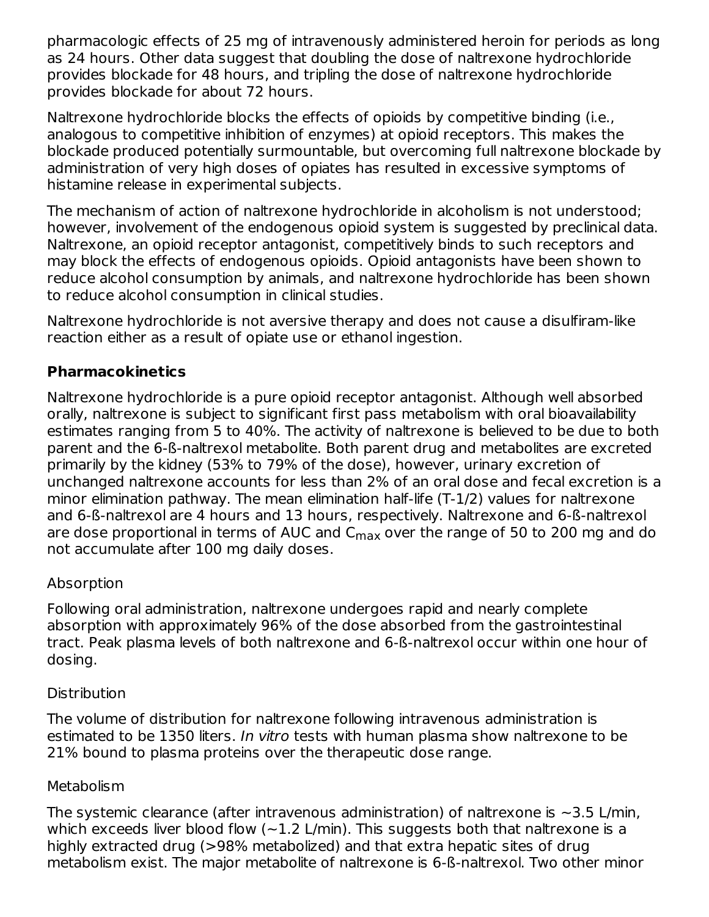pharmacologic effects of 25 mg of intravenously administered heroin for periods as long as 24 hours. Other data suggest that doubling the dose of naltrexone hydrochloride provides blockade for 48 hours, and tripling the dose of naltrexone hydrochloride provides blockade for about 72 hours.

Naltrexone hydrochloride blocks the effects of opioids by competitive binding (i.e., analogous to competitive inhibition of enzymes) at opioid receptors. This makes the blockade produced potentially surmountable, but overcoming full naltrexone blockade by administration of very high doses of opiates has resulted in excessive symptoms of histamine release in experimental subjects.

The mechanism of action of naltrexone hydrochloride in alcoholism is not understood; however, involvement of the endogenous opioid system is suggested by preclinical data. Naltrexone, an opioid receptor antagonist, competitively binds to such receptors and may block the effects of endogenous opioids. Opioid antagonists have been shown to reduce alcohol consumption by animals, and naltrexone hydrochloride has been shown to reduce alcohol consumption in clinical studies.

Naltrexone hydrochloride is not aversive therapy and does not cause a disulfiram-like reaction either as a result of opiate use or ethanol ingestion.

## Pharmacokinetics

Naltrexone hydrochloride is a pure opioid receptor antagonist. Although well absorbed orally, naltrexone is subject to significant first pass metabolism with oral bioavailability estimates ranging from 5 to 40%. The activity of naltrexone is believed to be due to both parent and the 6-ß-naltrexol metabolite. Both parent drug and metabolites are excreted primarily by the kidney (53% to 79% of the dose), however, urinary excretion of unchanged naltrexone accounts for less than 2% of an oral dose and fecal excretion is a minor elimination pathway. The mean elimination half-life (T-1/2) values for naltrexone and 6-ß-naltrexol are 4 hours and 13 hours, respectively. Naltrexone and 6-ß-naltrexol are dose proportional in terms of AUC and $C_{max}$ over the range of 50 to 200 mg and do not accumulate after 100 mg daily doses.

### Absorption

Following oral administration, naltrexone undergoes rapid and nearly complete absorption with approximately 96% of the dose absorbed from the gastrointestinal tract. Peak plasma levels of both naltrexone and 6-ß-naltrexol occur within one hour of dosing.

### Distribution

The volume of distribution for naltrexone following intravenous administration is estimated to be 1350 liters. *In vitro* tests with human plasma show naltrexone to be 21% bound to plasma proteins over the therapeutic dose range.

### Metabolism

The systemic clearance (after intravenous administration) of naltrexone is ~3.5 L/min, which exceeds liver blood flow (~1.2 L/min). This suggests both that naltrexone is a highly extracted drug (>98% metabolized) and that extra hepatic sites of drug metabolism exist. The major metabolite of naltrexone is 6-ß-naltrexol. Two other minor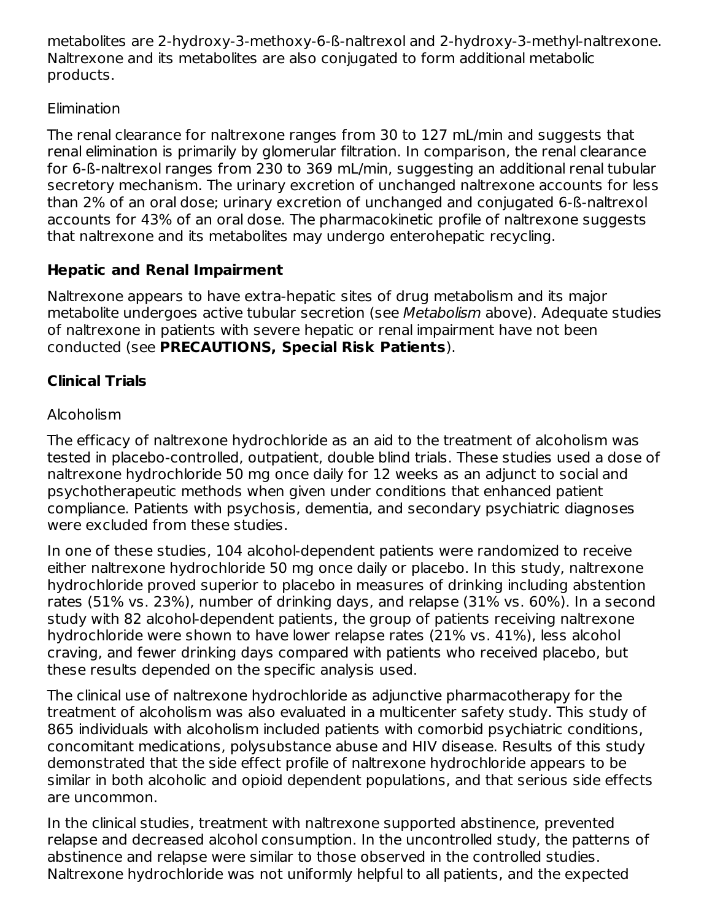metabolites are 2-hydroxy-3-methoxy-6-ß-naltrexol and 2-hydroxy-3-methyl-naltrexone. Naltrexone and its metabolites are also conjugated to form additional metabolic products.

Elimination

The renal clearance for naltrexone ranges from 30 to 127 mL/min and suggests that renal elimination is primarily by glomerular filtration. In comparison, the renal clearance for 6-ß-naltrexol ranges from 230 to 369 mL/min, suggesting an additional renal tubular secretory mechanism. The urinary excretion of unchanged naltrexone accounts for less than 2% of an oral dose; urinary excretion of unchanged and conjugated 6-ß-naltrexol accounts for 43% of an oral dose. The pharmacokinetic profile of naltrexone suggests that naltrexone and its metabolites may undergo enterohepatic recycling.

## Hepatic and Renal Impairment

Naltrexone appears to have extra-hepatic sites of drug metabolism and its major metabolite undergoes active tubular secretion (see *Metabolism* above). Adequate studies of naltrexone in patients with severe hepatic or renal impairment have not been conducted (see **PRECAUTIONS, Special Risk Patients**).

## Clinical Trials

Alcoholism

The efficacy of naltrexone hydrochloride as an aid to the treatment of alcoholism was tested in placebo-controlled, outpatient, double blind trials. These studies used a dose of naltrexone hydrochloride 50 mg once daily for 12 weeks as an adjunct to social and psychotherapeutic methods when given under conditions that enhanced patient compliance. Patients with psychosis, dementia, and secondary psychiatric diagnoses were excluded from these studies.

In one of these studies, 104 alcohol-dependent patients were randomized to receive either naltrexone hydrochloride 50 mg once daily or placebo. In this study, naltrexone hydrochloride proved superior to placebo in measures of drinking including abstention rates (51% vs. 23%), number of drinking days, and relapse (31% vs. 60%). In a second study with 82 alcohol-dependent patients, the group of patients receiving naltrexone hydrochloride were shown to have lower relapse rates (21% vs. 41%), less alcohol craving, and fewer drinking days compared with patients who received placebo, but these results depended on the specific analysis used.

The clinical use of naltrexone hydrochloride as adjunctive pharmacotherapy for the treatment of alcoholism was also evaluated in a multicenter safety study. This study of 865 individuals with alcoholism included patients with comorbid psychiatric conditions, concomitant medications, polysubstance abuse and HIV disease. Results of this study demonstrated that the side effect profile of naltrexone hydrochloride appears to be similar in both alcoholic and opioid dependent populations, and that serious side effects are uncommon.

In the clinical studies, treatment with naltrexone supported abstinence, prevented relapse and decreased alcohol consumption. In the uncontrolled study, the patterns of abstinence and relapse were similar to those observed in the controlled studies. Naltrexone hydrochloride was not uniformly helpful to all patients, and the expected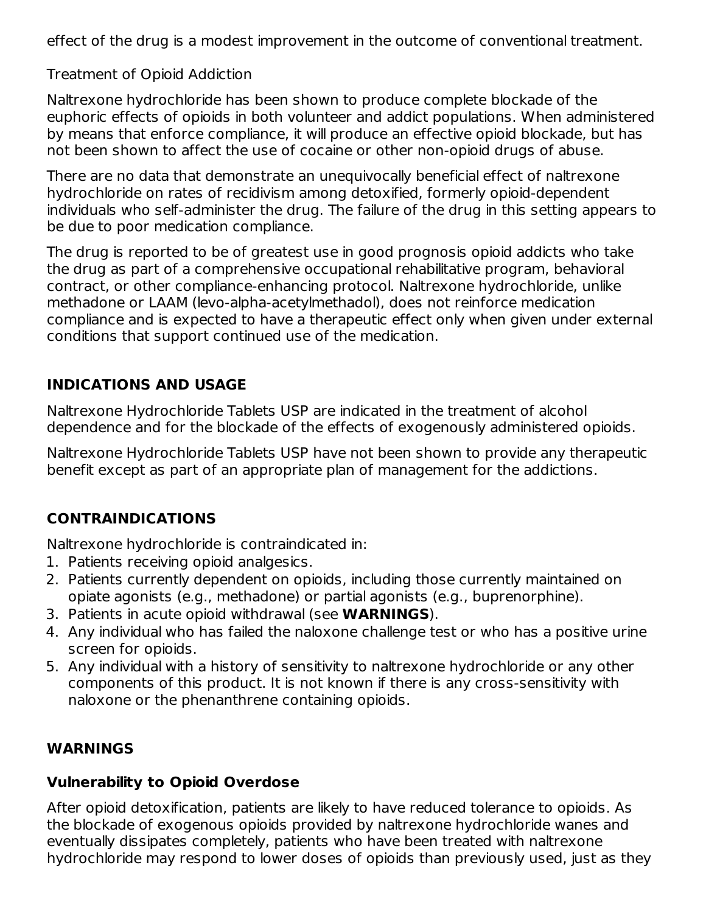effect of the drug is a modest improvement in the outcome of conventional treatment.

Treatment of Opioid Addiction

Naltrexone hydrochloride has been shown to produce complete blockade of the euphoric effects of opioids in both volunteer and addict populations. When administered by means that enforce compliance, it will produce an effective opioid blockade, but has not been shown to affect the use of cocaine or other non-opioid drugs of abuse.

There are no data that demonstrate an unequivocally beneficial effect of naltrexone hydrochloride on rates of recidivism among detoxified, formerly opioid-dependent individuals who self-administer the drug. The failure of the drug in this setting appears to be due to poor medication compliance.

The drug is reported to be of greatest use in good prognosis opioid addicts who take the drug as part of a comprehensive occupational rehabilitative program, behavioral contract, or other compliance-enhancing protocol. Naltrexone hydrochloride, unlike methadone or LAAM (levo-alpha-acetylmethadol), does not reinforce medication compliance and is expected to have a therapeutic effect only when given under external conditions that support continued use of the medication.

## INDICATIONS AND USAGE

Naltrexone Hydrochloride Tablets USP are indicated in the treatment of alcohol dependence and for the blockade of the effects of exogenously administered opioids.

Naltrexone Hydrochloride Tablets USP have not been shown to provide any therapeutic benefit except as part of an appropriate plan of management for the addictions.

## CONTRAINDICATIONS

Naltrexone hydrochloride is contraindicated in:

1. Patients receiving opioid analgesics.
2. Patients currently dependent on opioids, including those currently maintained on opiate agonists (e.g., methadone) or partial agonists (e.g., buprenorphine).
3. Patients in acute opioid withdrawal (see **WARNINGS**).
4. Any individual who has failed the naloxone challenge test or who has a positive urine screen for opioids.
5. Any individual with a history of sensitivity to naltrexone hydrochloride or any other components of this product. It is not known if there is any cross-sensitivity with naloxone or the phenanthrene containing opioids.

## WARNINGS

### Vulnerability to Opioid Overdose

After opioid detoxification, patients are likely to have reduced tolerance to opioids. As the blockade of exogenous opioids provided by naltrexone hydrochloride wanes and eventually dissipates completely, patients who have been treated with naltrexone hydrochloride may respond to lower doses of opioids than previously used, just as they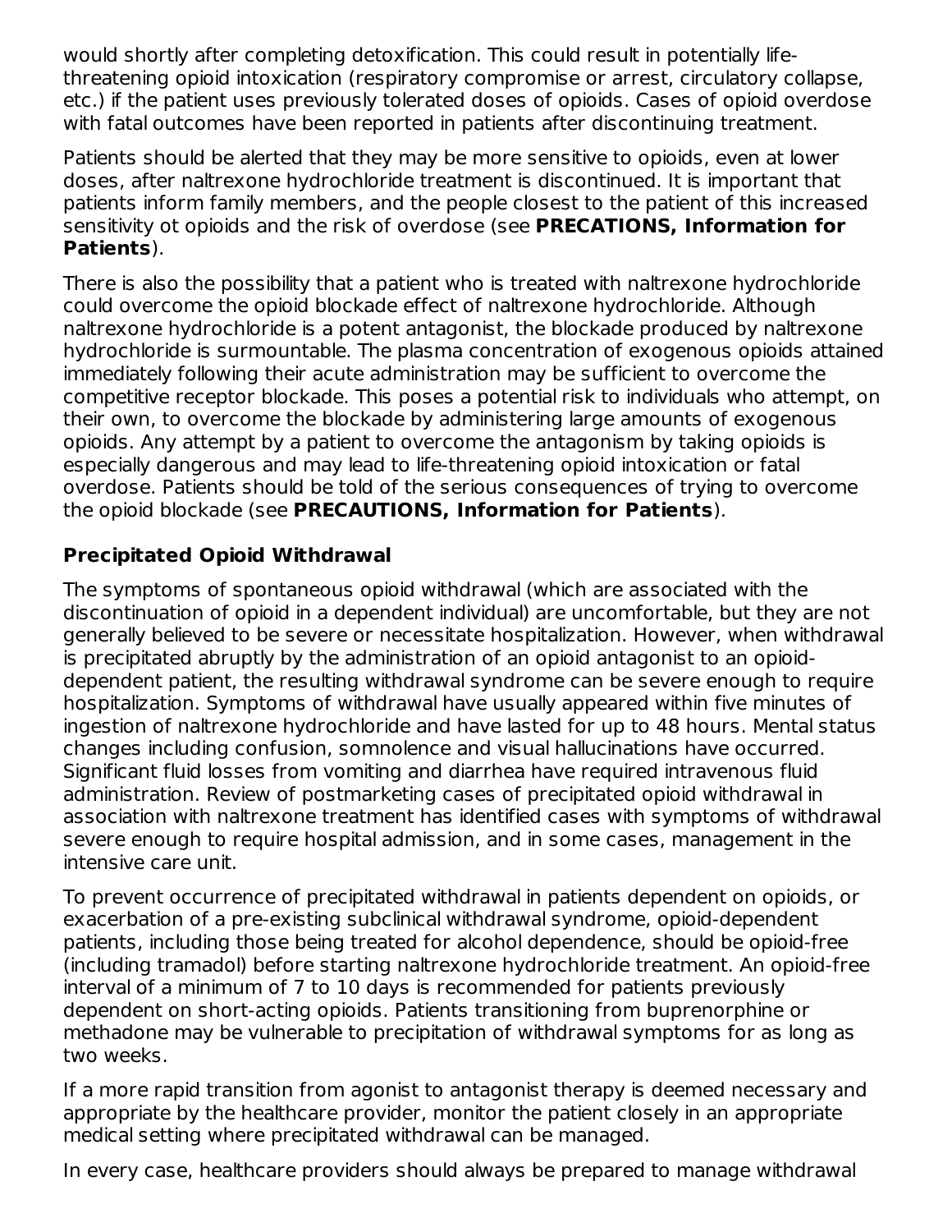would shortly after completing detoxification. This could result in potentially life-threatening opioid intoxication (respiratory compromise or arrest, circulatory collapse, etc.) if the patient uses previously tolerated doses of opioids. Cases of opioid overdose with fatal outcomes have been reported in patients after discontinuing treatment.

Patients should be alerted that they may be more sensitive to opioids, even at lower doses, after naltrexone hydrochloride treatment is discontinued. It is important that patients inform family members, and the people closest to the patient of this increased sensitivity ot opioids and the risk of overdose (see **PRECATIONS, Information for Patients**).

There is also the possibility that a patient who is treated with naltrexone hydrochloride could overcome the opioid blockade effect of naltrexone hydrochloride. Although naltrexone hydrochloride is a potent antagonist, the blockade produced by naltrexone hydrochloride is surmountable. The plasma concentration of exogenous opioids attained immediately following their acute administration may be sufficient to overcome the competitive receptor blockade. This poses a potential risk to individuals who attempt, on their own, to overcome the blockade by administering large amounts of exogenous opioids. Any attempt by a patient to overcome the antagonism by taking opioids is especially dangerous and may lead to life-threatening opioid intoxication or fatal overdose. Patients should be told of the serious consequences of trying to overcome the opioid blockade (see **PRECAUTIONS, Information for Patients**).

### Precipitated Opioid Withdrawal

The symptoms of spontaneous opioid withdrawal (which are associated with the discontinuation of opioid in a dependent individual) are uncomfortable, but they are not generally believed to be severe or necessitate hospitalization. However, when withdrawal is precipitated abruptly by the administration of an opioid antagonist to an opioid-dependent patient, the resulting withdrawal syndrome can be severe enough to require hospitalization. Symptoms of withdrawal have usually appeared within five minutes of ingestion of naltrexone hydrochloride and have lasted for up to 48 hours. Mental status changes including confusion, somnolence and visual hallucinations have occurred. Significant fluid losses from vomiting and diarrhea have required intravenous fluid administration. Review of postmarketing cases of precipitated opioid withdrawal in association with naltrexone treatment has identified cases with symptoms of withdrawal severe enough to require hospital admission, and in some cases, management in the intensive care unit.

To prevent occurrence of precipitated withdrawal in patients dependent on opioids, or exacerbation of a pre-existing subclinical withdrawal syndrome, opioid-dependent patients, including those being treated for alcohol dependence, should be opioid-free (including tramadol) before starting naltrexone hydrochloride treatment. An opioid-free interval of a minimum of 7 to 10 days is recommended for patients previously dependent on short-acting opioids. Patients transitioning from buprenorphine or methadone may be vulnerable to precipitation of withdrawal symptoms for as long as two weeks.

If a more rapid transition from agonist to antagonist therapy is deemed necessary and appropriate by the healthcare provider, monitor the patient closely in an appropriate medical setting where precipitated withdrawal can be managed.

In every case, healthcare providers should always be prepared to manage withdrawal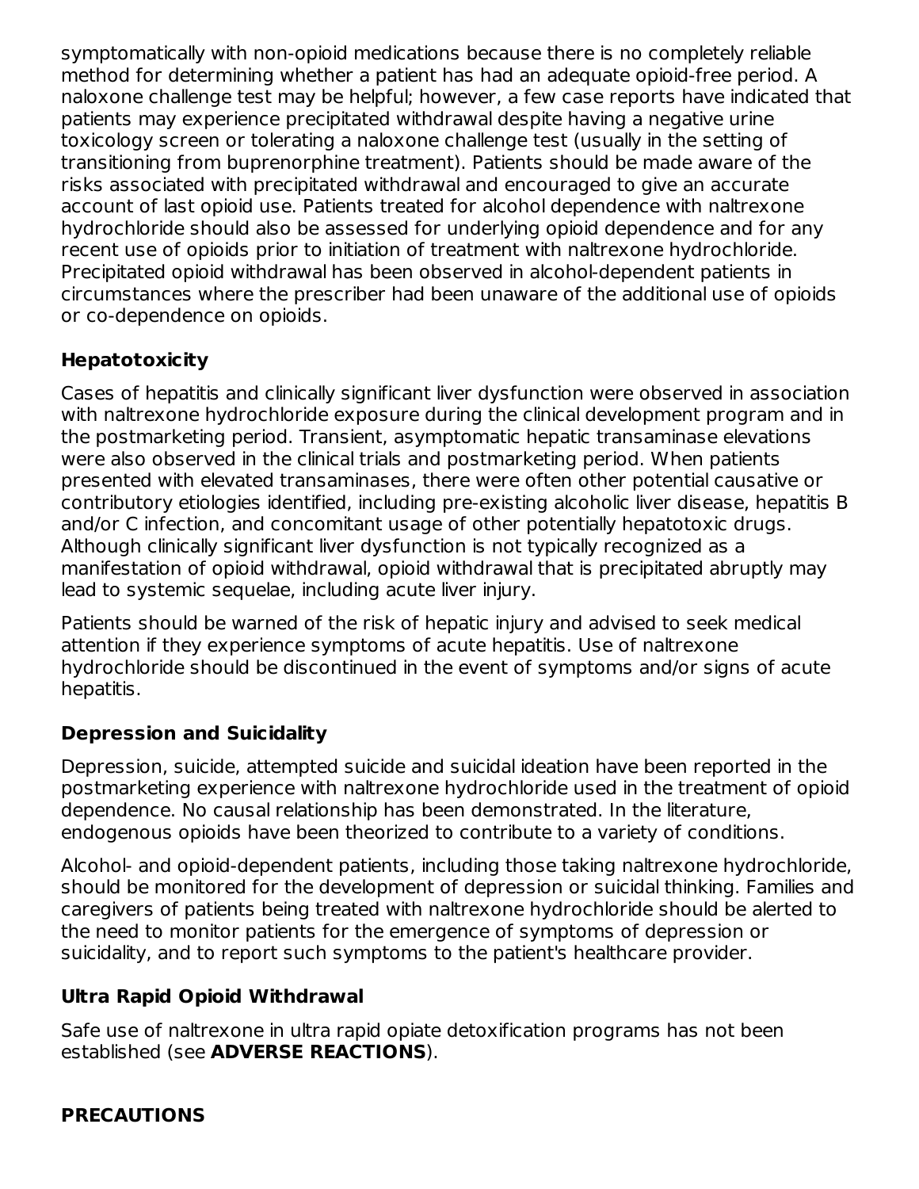symptomatically with non-opioid medications because there is no completely reliable method for determining whether a patient has had an adequate opioid-free period. A naloxone challenge test may be helpful; however, a few case reports have indicated that patients may experience precipitated withdrawal despite having a negative urine toxicology screen or tolerating a naloxone challenge test (usually in the setting of transitioning from buprenorphine treatment). Patients should be made aware of the risks associated with precipitated withdrawal and encouraged to give an accurate account of last opioid use. Patients treated for alcohol dependence with naltrexone hydrochloride should also be assessed for underlying opioid dependence and for any recent use of opioids prior to initiation of treatment with naltrexone hydrochloride. Precipitated opioid withdrawal has been observed in alcohol-dependent patients in circumstances where the prescriber had been unaware of the additional use of opioids or co-dependence on opioids.

### Hepatotoxicity

Cases of hepatitis and clinically significant liver dysfunction were observed in association with naltrexone hydrochloride exposure during the clinical development program and in the postmarketing period. Transient, asymptomatic hepatic transaminase elevations were also observed in the clinical trials and postmarketing period. When patients presented with elevated transaminases, there were often other potential causative or contributory etiologies identified, including pre-existing alcoholic liver disease, hepatitis B and/or C infection, and concomitant usage of other potentially hepatotoxic drugs. Although clinically significant liver dysfunction is not typically recognized as a manifestation of opioid withdrawal, opioid withdrawal that is precipitated abruptly may lead to systemic sequelae, including acute liver injury.

Patients should be warned of the risk of hepatic injury and advised to seek medical attention if they experience symptoms of acute hepatitis. Use of naltrexone hydrochloride should be discontinued in the event of symptoms and/or signs of acute hepatitis.

### Depression and Suicidality

Depression, suicide, attempted suicide and suicidal ideation have been reported in the postmarketing experience with naltrexone hydrochloride used in the treatment of opioid dependence. No causal relationship has been demonstrated. In the literature, endogenous opioids have been theorized to contribute to a variety of conditions.

Alcohol- and opioid-dependent patients, including those taking naltrexone hydrochloride, should be monitored for the development of depression or suicidal thinking. Families and caregivers of patients being treated with naltrexone hydrochloride should be alerted to the need to monitor patients for the emergence of symptoms of depression or suicidality, and to report such symptoms to the patient's healthcare provider.

### Ultra Rapid Opioid Withdrawal

Safe use of naltrexone in ultra rapid opiate detoxification programs has not been established (see **ADVERSE REACTIONS**).

## PRECAUTIONS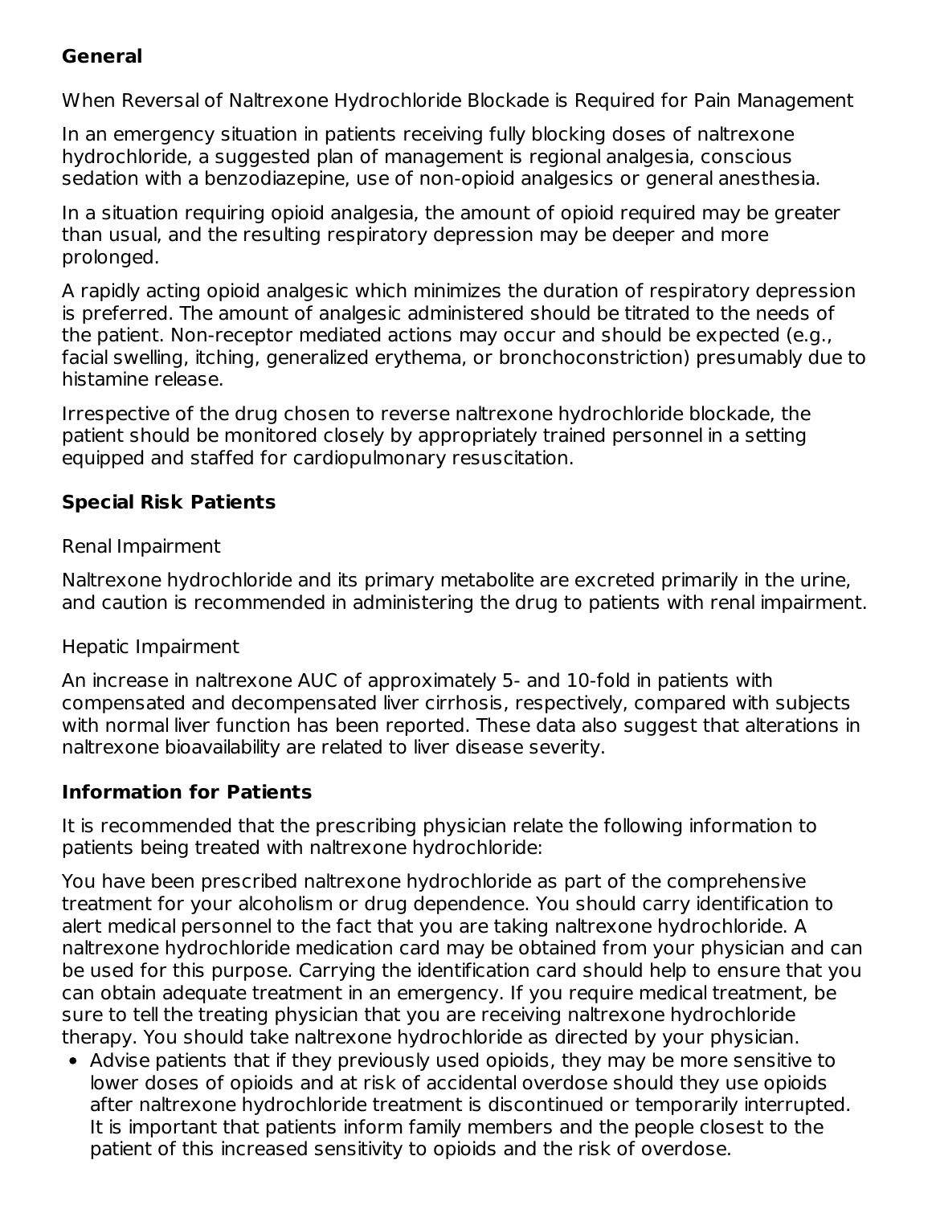### General

When Reversal of Naltrexone Hydrochloride Blockade is Required for Pain Management

In an emergency situation in patients receiving fully blocking doses of naltrexone hydrochloride, a suggested plan of management is regional analgesia, conscious sedation with a benzodiazepine, use of non-opioid analgesics or general anesthesia.

In a situation requiring opioid analgesia, the amount of opioid required may be greater than usual, and the resulting respiratory depression may be deeper and more prolonged.

A rapidly acting opioid analgesic which minimizes the duration of respiratory depression is preferred. The amount of analgesic administered should be titrated to the needs of the patient. Non-receptor mediated actions may occur and should be expected (e.g., facial swelling, itching, generalized erythema, or bronchoconstriction) presumably due to histamine release.

Irrespective of the drug chosen to reverse naltrexone hydrochloride blockade, the patient should be monitored closely by appropriately trained personnel in a setting equipped and staffed for cardiopulmonary resuscitation.

### Special Risk Patients

Renal Impairment

Naltrexone hydrochloride and its primary metabolite are excreted primarily in the urine, and caution is recommended in administering the drug to patients with renal impairment.

Hepatic Impairment

An increase in naltrexone AUC of approximately 5- and 10-fold in patients with compensated and decompensated liver cirrhosis, respectively, compared with subjects with normal liver function has been reported. These data also suggest that alterations in naltrexone bioavailability are related to liver disease severity.

### Information for Patients

It is recommended that the prescribing physician relate the following information to patients being treated with naltrexone hydrochloride:

You have been prescribed naltrexone hydrochloride as part of the comprehensive treatment for your alcoholism or drug dependence. You should carry identification to alert medical personnel to the fact that you are taking naltrexone hydrochloride. A naltrexone hydrochloride medication card may be obtained from your physician and can be used for this purpose. Carrying the identification card should help to ensure that you can obtain adequate treatment in an emergency. If you require medical treatment, be sure to tell the treating physician that you are receiving naltrexone hydrochloride therapy. You should take naltrexone hydrochloride as directed by your physician.

- Advise patients that if they previously used opioids, they may be more sensitive to lower doses of opioids and at risk of accidental overdose should they use opioids after naltrexone hydrochloride treatment is discontinued or temporarily interrupted. It is important that patients inform family members and the people closest to the patient of this increased sensitivity to opioids and the risk of overdose.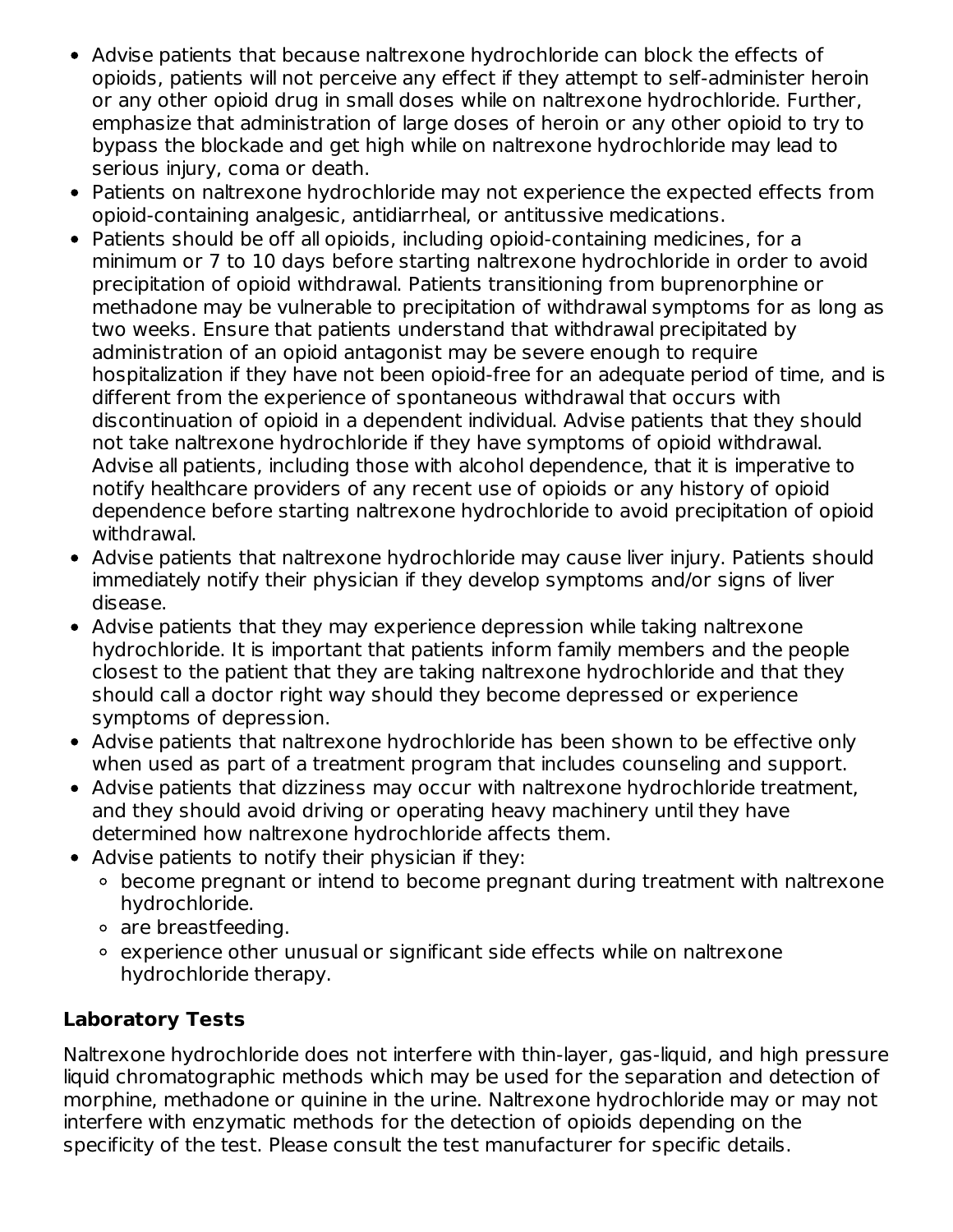- Advise patients that because naltrexone hydrochloride can block the effects of opioids, patients will not perceive any effect if they attempt to self-administer heroin or any other opioid drug in small doses while on naltrexone hydrochloride. Further, emphasize that administration of large doses of heroin or any other opioid to try to bypass the blockade and get high while on naltrexone hydrochloride may lead to serious injury, coma or death.
- Patients on naltrexone hydrochloride may not experience the expected effects from opioid-containing analgesic, antidiarrheal, or antitussive medications.
- Patients should be off all opioids, including opioid-containing medicines, for a minimum or 7 to 10 days before starting naltrexone hydrochloride in order to avoid precipitation of opioid withdrawal. Patients transitioning from buprenorphine or methadone may be vulnerable to precipitation of withdrawal symptoms for as long as two weeks. Ensure that patients understand that withdrawal precipitated by administration of an opioid antagonist may be severe enough to require hospitalization if they have not been opioid-free for an adequate period of time, and is different from the experience of spontaneous withdrawal that occurs with discontinuation of opioid in a dependent individual. Advise patients that they should not take naltrexone hydrochloride if they have symptoms of opioid withdrawal. Advise all patients, including those with alcohol dependence, that it is imperative to notify healthcare providers of any recent use of opioids or any history of opioid dependence before starting naltrexone hydrochloride to avoid precipitation of opioid withdrawal.
- Advise patients that naltrexone hydrochloride may cause liver injury. Patients should immediately notify their physician if they develop symptoms and/or signs of liver disease.
- Advise patients that they may experience depression while taking naltrexone hydrochloride. It is important that patients inform family members and the people closest to the patient that they are taking naltrexone hydrochloride and that they should call a doctor right way should they become depressed or experience symptoms of depression.
- Advise patients that naltrexone hydrochloride has been shown to be effective only when used as part of a treatment program that includes counseling and support.
- Advise patients that dizziness may occur with naltrexone hydrochloride treatment, and they should avoid driving or operating heavy machinery until they have determined how naltrexone hydrochloride affects them.
- Advise patients to notify their physician if they:
  - become pregnant or intend to become pregnant during treatment with naltrexone hydrochloride.
  - are breastfeeding.
  - experience other unusual or significant side effects while on naltrexone hydrochloride therapy.

### Laboratory Tests

Naltrexone hydrochloride does not interfere with thin-layer, gas-liquid, and high pressure liquid chromatographic methods which may be used for the separation and detection of morphine, methadone or quinine in the urine. Naltrexone hydrochloride may or may not interfere with enzymatic methods for the detection of opioids depending on the specificity of the test. Please consult the test manufacturer for specific details.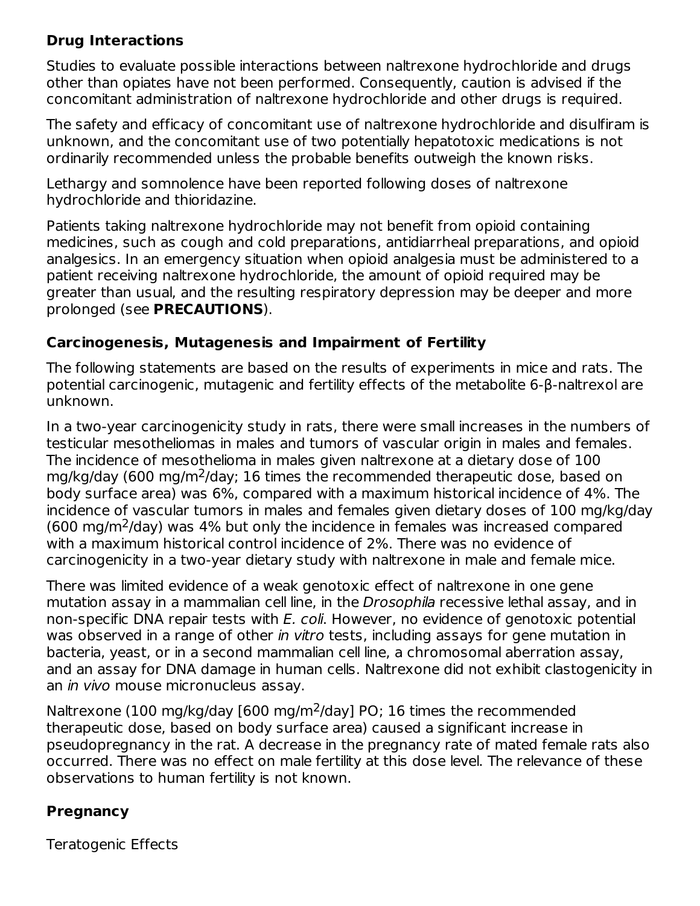## Drug Interactions

Studies to evaluate possible interactions between naltrexone hydrochloride and drugs other than opiates have not been performed. Consequently, caution is advised if the concomitant administration of naltrexone hydrochloride and other drugs is required.

The safety and efficacy of concomitant use of naltrexone hydrochloride and disulfiram is unknown, and the concomitant use of two potentially hepatotoxic medications is not ordinarily recommended unless the probable benefits outweigh the known risks.

Lethargy and somnolence have been reported following doses of naltrexone hydrochloride and thioridazine.

Patients taking naltrexone hydrochloride may not benefit from opioid containing medicines, such as cough and cold preparations, antidiarrheal preparations, and opioid analgesics. In an emergency situation when opioid analgesia must be administered to a patient receiving naltrexone hydrochloride, the amount of opioid required may be greater than usual, and the resulting respiratory depression may be deeper and more prolonged (see **PRECAUTIONS**).

## Carcinogenesis, Mutagenesis and Impairment of Fertility

The following statements are based on the results of experiments in mice and rats. The potential carcinogenic, mutagenic and fertility effects of the metabolite 6-β-naltrexol are unknown.

In a two-year carcinogenicity study in rats, there were small increases in the numbers of testicular mesotheliomas in males and tumors of vascular origin in males and females. The incidence of mesothelioma in males given naltrexone at a dietary dose of 100 mg/kg/day (600 mg/m$^2$/day; 16 times the recommended therapeutic dose, based on body surface area) was 6%, compared with a maximum historical incidence of 4%. The incidence of vascular tumors in males and females given dietary doses of 100 mg/kg/day (600 mg/m$^2$/day) was 4% but only the incidence in females was increased compared with a maximum historical control incidence of 2%. There was no evidence of carcinogenicity in a two-year dietary study with naltrexone in male and female mice.

There was limited evidence of a weak genotoxic effect of naltrexone in one gene mutation assay in a mammalian cell line, in the *Drosophila* recessive lethal assay, and in non-specific DNA repair tests with *E. coli*. However, no evidence of genotoxic potential was observed in a range of other *in vitro* tests, including assays for gene mutation in bacteria, yeast, or in a second mammalian cell line, a chromosomal aberration assay, and an assay for DNA damage in human cells. Naltrexone did not exhibit clastogenicity in an *in vivo* mouse micronucleus assay.

Naltrexone (100 mg/kg/day [600 mg/m$^2$/day] PO; 16 times the recommended therapeutic dose, based on body surface area) caused a significant increase in pseudopregnancy in the rat. A decrease in the pregnancy rate of mated female rats also occurred. There was no effect on male fertility at this dose level. The relevance of these observations to human fertility is not known.

## Pregnancy

Teratogenic Effects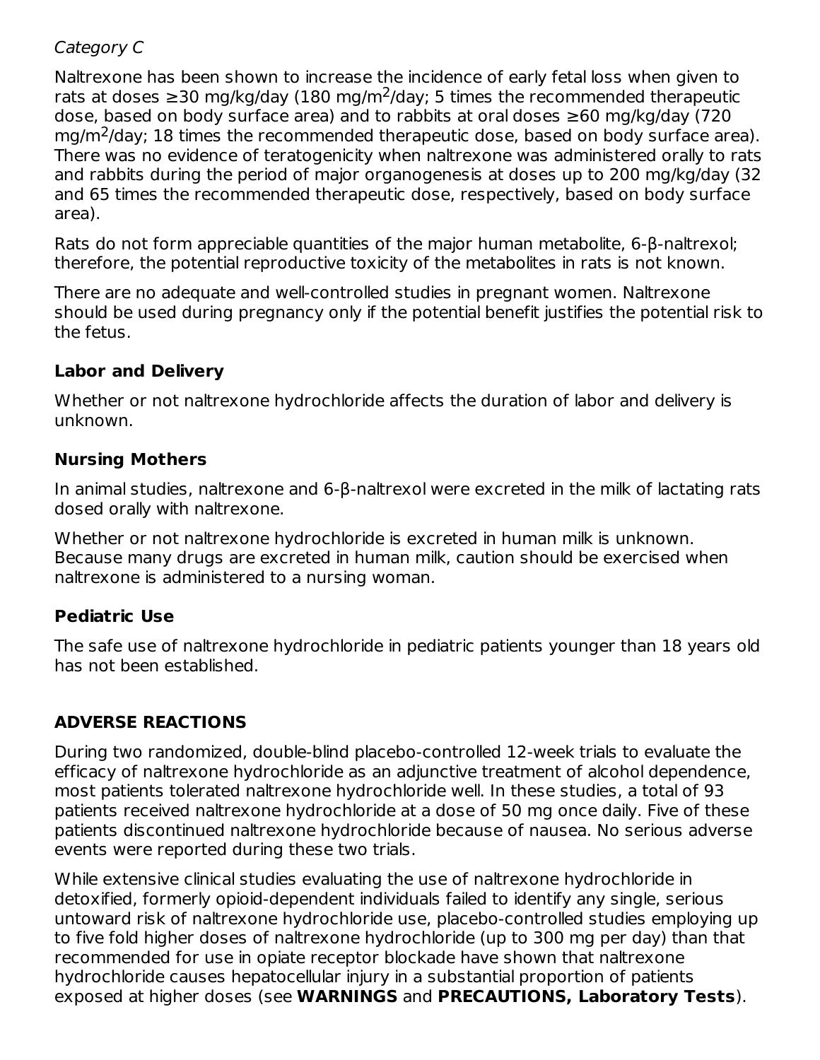*Category C*

Naltrexone has been shown to increase the incidence of early fetal loss when given to rats at doses ≥30 mg/kg/day (180 mg/m$^2$/day; 5 times the recommended therapeutic dose, based on body surface area) and to rabbits at oral doses ≥60 mg/kg/day (720 mg/m$^2$/day; 18 times the recommended therapeutic dose, based on body surface area). There was no evidence of teratogenicity when naltrexone was administered orally to rats and rabbits during the period of major organogenesis at doses up to 200 mg/kg/day (32 and 65 times the recommended therapeutic dose, respectively, based on body surface area).

Rats do not form appreciable quantities of the major human metabolite, 6-β-naltrexol; therefore, the potential reproductive toxicity of the metabolites in rats is not known.

There are no adequate and well-controlled studies in pregnant women. Naltrexone should be used during pregnancy only if the potential benefit justifies the potential risk to the fetus.

### Labor and Delivery

Whether or not naltrexone hydrochloride affects the duration of labor and delivery is unknown.

### Nursing Mothers

In animal studies, naltrexone and 6-β-naltrexol were excreted in the milk of lactating rats dosed orally with naltrexone.

Whether or not naltrexone hydrochloride is excreted in human milk is unknown. Because many drugs are excreted in human milk, caution should be exercised when naltrexone is administered to a nursing woman.

### Pediatric Use

The safe use of naltrexone hydrochloride in pediatric patients younger than 18 years old has not been established.

## ADVERSE REACTIONS

During two randomized, double-blind placebo-controlled 12-week trials to evaluate the efficacy of naltrexone hydrochloride as an adjunctive treatment of alcohol dependence, most patients tolerated naltrexone hydrochloride well. In these studies, a total of 93 patients received naltrexone hydrochloride at a dose of 50 mg once daily. Five of these patients discontinued naltrexone hydrochloride because of nausea. No serious adverse events were reported during these two trials.

While extensive clinical studies evaluating the use of naltrexone hydrochloride in detoxified, formerly opioid-dependent individuals failed to identify any single, serious untoward risk of naltrexone hydrochloride use, placebo-controlled studies employing up to five fold higher doses of naltrexone hydrochloride (up to 300 mg per day) than that recommended for use in opiate receptor blockade have shown that naltrexone hydrochloride causes hepatocellular injury in a substantial proportion of patients exposed at higher doses (see **WARNINGS** and **PRECAUTIONS, Laboratory Tests**).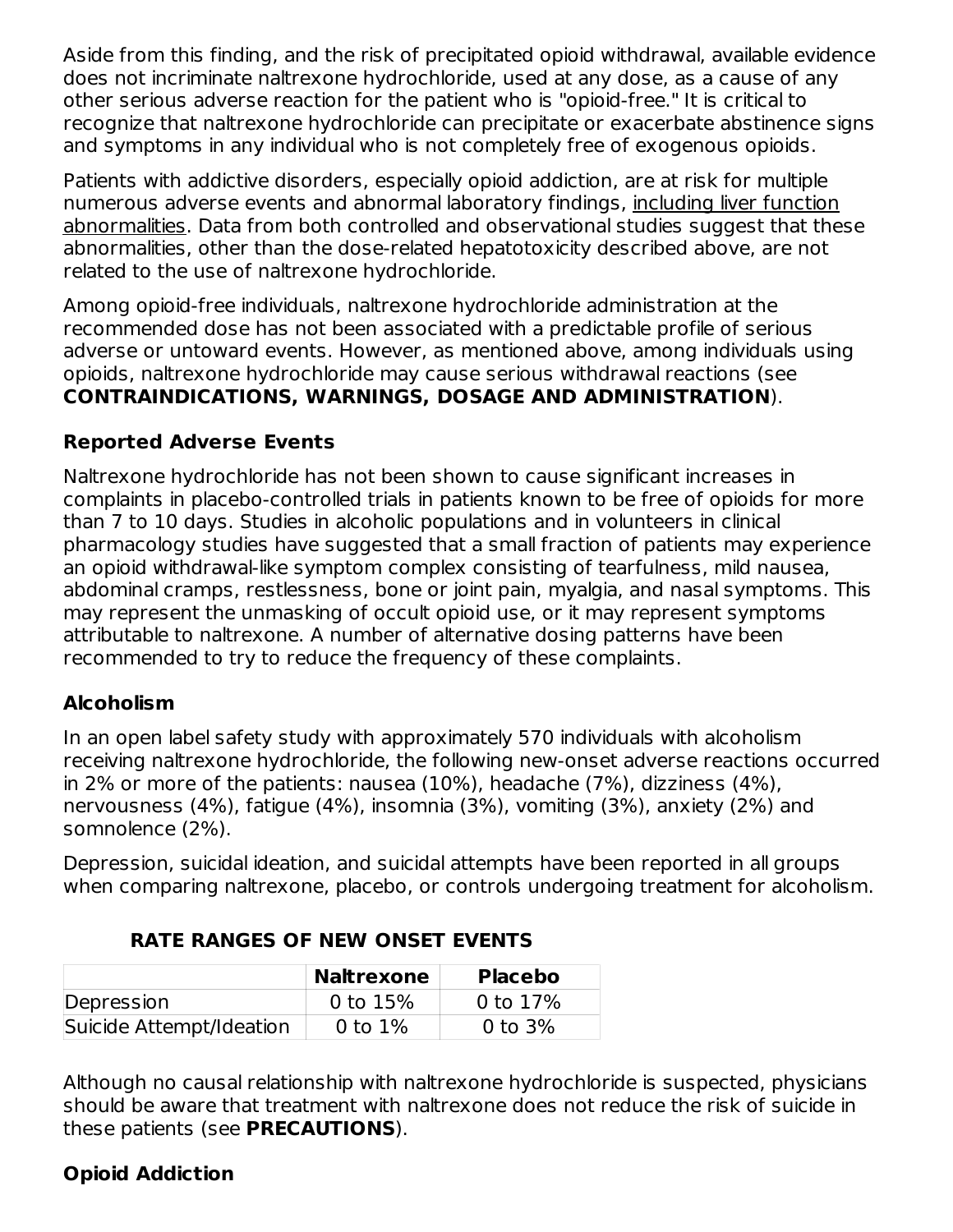Aside from this finding, and the risk of precipitated opioid withdrawal, available evidence does not incriminate naltrexone hydrochloride, used at any dose, as a cause of any other serious adverse reaction for the patient who is "opioid-free." It is critical to recognize that naltrexone hydrochloride can precipitate or exacerbate abstinence signs and symptoms in any individual who is not completely free of exogenous opioids.

Patients with addictive disorders, especially opioid addiction, are at risk for multiple numerous adverse events and abnormal laboratory findings, including liver function abnormalities. Data from both controlled and observational studies suggest that these abnormalities, other than the dose-related hepatotoxicity described above, are not related to the use of naltrexone hydrochloride.

Among opioid-free individuals, naltrexone hydrochloride administration at the recommended dose has not been associated with a predictable profile of serious adverse or untoward events. However, as mentioned above, among individuals using opioids, naltrexone hydrochloride may cause serious withdrawal reactions (see **CONTRAINDICATIONS, WARNINGS, DOSAGE AND ADMINISTRATION**).

### Reported Adverse Events

Naltrexone hydrochloride has not been shown to cause significant increases in complaints in placebo-controlled trials in patients known to be free of opioids for more than 7 to 10 days. Studies in alcoholic populations and in volunteers in clinical pharmacology studies have suggested that a small fraction of patients may experience an opioid withdrawal-like symptom complex consisting of tearfulness, mild nausea, abdominal cramps, restlessness, bone or joint pain, myalgia, and nasal symptoms. This may represent the unmasking of occult opioid use, or it may represent symptoms attributable to naltrexone. A number of alternative dosing patterns have been recommended to try to reduce the frequency of these complaints.

### Alcoholism

In an open label safety study with approximately 570 individuals with alcoholism receiving naltrexone hydrochloride, the following new-onset adverse reactions occurred in 2% or more of the patients: nausea (10%), headache (7%), dizziness (4%), nervousness (4%), fatigue (4%), insomnia (3%), vomiting (3%), anxiety (2%) and somnolence (2%).

Depression, suicidal ideation, and suicidal attempts have been reported in all groups when comparing naltrexone, placebo, or controls undergoing treatment for alcoholism.

**RATE RANGES OF NEW ONSET EVENTS**

| | Naltrexone | Placebo |
|---|---|---|
| Depression | 0 to 15% | 0 to 17% |
| Suicide Attempt/Ideation | 0 to 1% | 0 to 3% |

Although no causal relationship with naltrexone hydrochloride is suspected, physicians should be aware that treatment with naltrexone does not reduce the risk of suicide in these patients (see **PRECAUTIONS**).

### Opioid Addiction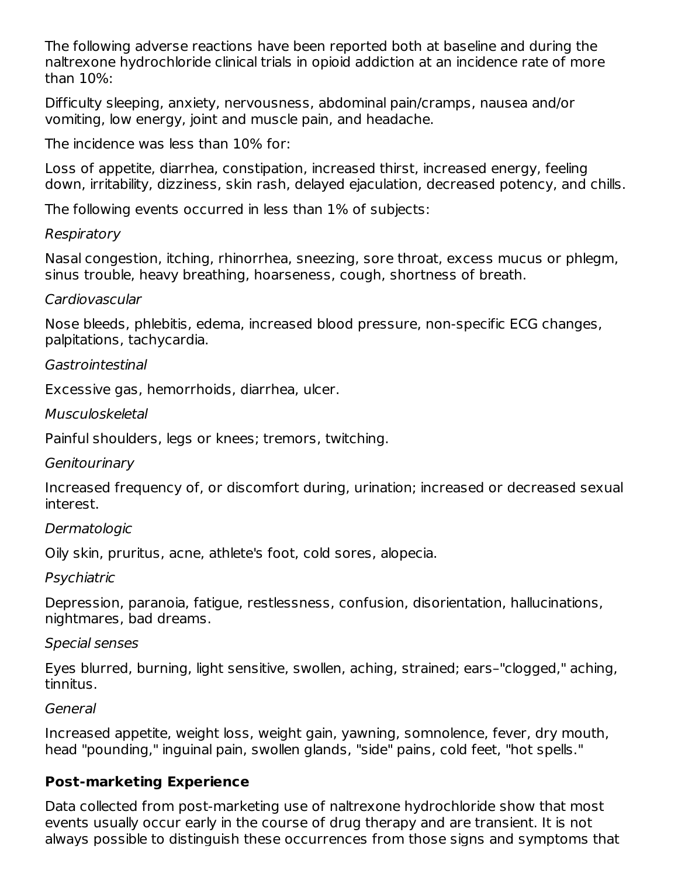The following adverse reactions have been reported both at baseline and during the naltrexone hydrochloride clinical trials in opioid addiction at an incidence rate of more than 10%:

Difficulty sleeping, anxiety, nervousness, abdominal pain/cramps, nausea and/or vomiting, low energy, joint and muscle pain, and headache.

The incidence was less than 10% for:

Loss of appetite, diarrhea, constipation, increased thirst, increased energy, feeling down, irritability, dizziness, skin rash, delayed ejaculation, decreased potency, and chills.

The following events occurred in less than 1% of subjects:

*Respiratory*

Nasal congestion, itching, rhinorrhea, sneezing, sore throat, excess mucus or phlegm, sinus trouble, heavy breathing, hoarseness, cough, shortness of breath.

*Cardiovascular*

Nose bleeds, phlebitis, edema, increased blood pressure, non-specific ECG changes, palpitations, tachycardia.

*Gastrointestinal*

Excessive gas, hemorrhoids, diarrhea, ulcer.

*Musculoskeletal*

Painful shoulders, legs or knees; tremors, twitching.

*Genitourinary*

Increased frequency of, or discomfort during, urination; increased or decreased sexual interest.

*Dermatologic*

Oily skin, pruritus, acne, athlete's foot, cold sores, alopecia.

*Psychiatric*

Depression, paranoia, fatigue, restlessness, confusion, disorientation, hallucinations, nightmares, bad dreams.

*Special senses*

Eyes blurred, burning, light sensitive, swollen, aching, strained; ears–"clogged," aching, tinnitus.

*General*

Increased appetite, weight loss, weight gain, yawning, somnolence, fever, dry mouth, head "pounding," inguinal pain, swollen glands, "side" pains, cold feet, "hot spells."

**Post-marketing Experience**

Data collected from post-marketing use of naltrexone hydrochloride show that most events usually occur early in the course of drug therapy and are transient. It is not always possible to distinguish these occurrences from those signs and symptoms that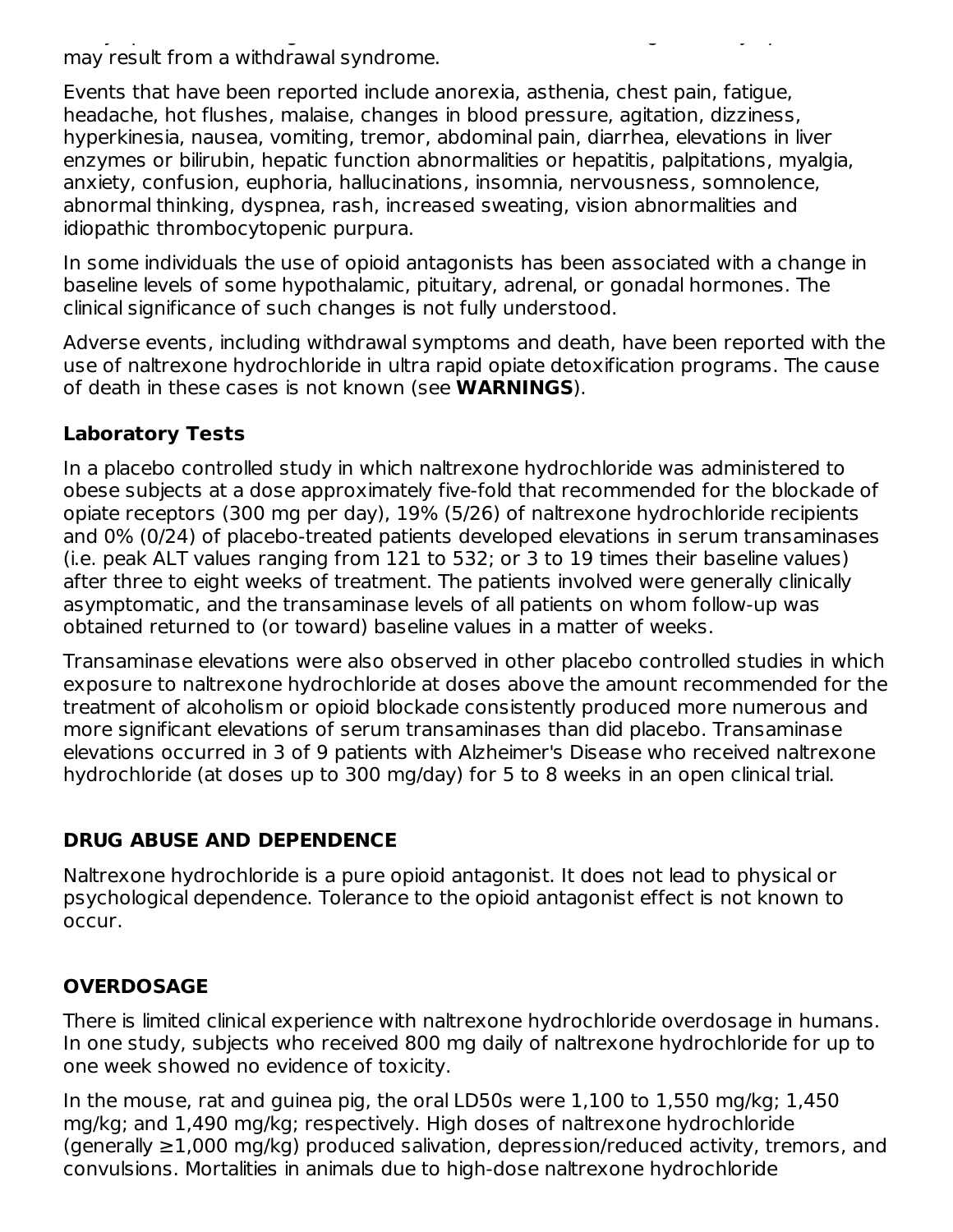may result from a withdrawal syndrome.

Events that have been reported include anorexia, asthenia, chest pain, fatigue, headache, hot flushes, malaise, changes in blood pressure, agitation, dizziness, hyperkinesia, nausea, vomiting, tremor, abdominal pain, diarrhea, elevations in liver enzymes or bilirubin, hepatic function abnormalities or hepatitis, palpitations, myalgia, anxiety, confusion, euphoria, hallucinations, insomnia, nervousness, somnolence, abnormal thinking, dyspnea, rash, increased sweating, vision abnormalities and idiopathic thrombocytopenic purpura.

In some individuals the use of opioid antagonists has been associated with a change in baseline levels of some hypothalamic, pituitary, adrenal, or gonadal hormones. The clinical significance of such changes is not fully understood.

Adverse events, including withdrawal symptoms and death, have been reported with the use of naltrexone hydrochloride in ultra rapid opiate detoxification programs. The cause of death in these cases is not known (see **WARNINGS**).

### Laboratory Tests

In a placebo controlled study in which naltrexone hydrochloride was administered to obese subjects at a dose approximately five-fold that recommended for the blockade of opiate receptors (300 mg per day), 19% (5/26) of naltrexone hydrochloride recipients and 0% (0/24) of placebo-treated patients developed elevations in serum transaminases (i.e. peak ALT values ranging from 121 to 532; or 3 to 19 times their baseline values) after three to eight weeks of treatment. The patients involved were generally clinically asymptomatic, and the transaminase levels of all patients on whom follow-up was obtained returned to (or toward) baseline values in a matter of weeks.

Transaminase elevations were also observed in other placebo controlled studies in which exposure to naltrexone hydrochloride at doses above the amount recommended for the treatment of alcoholism or opioid blockade consistently produced more numerous and more significant elevations of serum transaminases than did placebo. Transaminase elevations occurred in 3 of 9 patients with Alzheimer's Disease who received naltrexone hydrochloride (at doses up to 300 mg/day) for 5 to 8 weeks in an open clinical trial.

## DRUG ABUSE AND DEPENDENCE

Naltrexone hydrochloride is a pure opioid antagonist. It does not lead to physical or psychological dependence. Tolerance to the opioid antagonist effect is not known to occur.

## OVERDOSAGE

There is limited clinical experience with naltrexone hydrochloride overdosage in humans. In one study, subjects who received 800 mg daily of naltrexone hydrochloride for up to one week showed no evidence of toxicity.

In the mouse, rat and guinea pig, the oral LD50s were 1,100 to 1,550 mg/kg; 1,450 mg/kg; and 1,490 mg/kg; respectively. High doses of naltrexone hydrochloride (generally ≥1,000 mg/kg) produced salivation, depression/reduced activity, tremors, and convulsions. Mortalities in animals due to high-dose naltrexone hydrochloride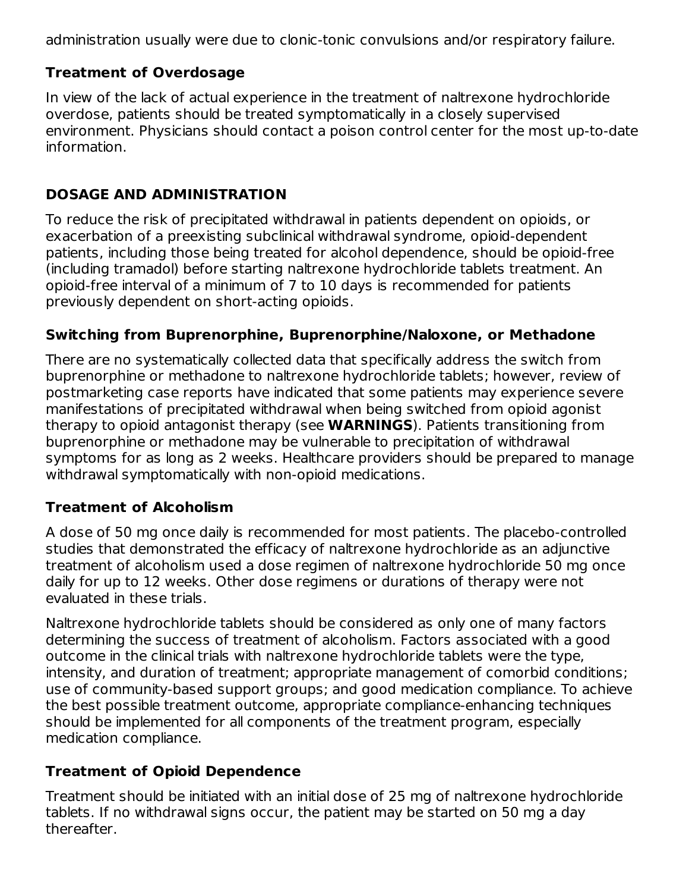administration usually were due to clonic-tonic convulsions and/or respiratory failure.

### Treatment of Overdosage

In view of the lack of actual experience in the treatment of naltrexone hydrochloride overdose, patients should be treated symptomatically in a closely supervised environment. Physicians should contact a poison control center for the most up-to-date information.

## DOSAGE AND ADMINISTRATION

To reduce the risk of precipitated withdrawal in patients dependent on opioids, or exacerbation of a preexisting subclinical withdrawal syndrome, opioid-dependent patients, including those being treated for alcohol dependence, should be opioid-free (including tramadol) before starting naltrexone hydrochloride tablets treatment. An opioid-free interval of a minimum of 7 to 10 days is recommended for patients previously dependent on short-acting opioids.

### Switching from Buprenorphine, Buprenorphine/Naloxone, or Methadone

There are no systematically collected data that specifically address the switch from buprenorphine or methadone to naltrexone hydrochloride tablets; however, review of postmarketing case reports have indicated that some patients may experience severe manifestations of precipitated withdrawal when being switched from opioid agonist therapy to opioid antagonist therapy (see **WARNINGS**). Patients transitioning from buprenorphine or methadone may be vulnerable to precipitation of withdrawal symptoms for as long as 2 weeks. Healthcare providers should be prepared to manage withdrawal symptomatically with non-opioid medications.

### Treatment of Alcoholism

A dose of 50 mg once daily is recommended for most patients. The placebo-controlled studies that demonstrated the efficacy of naltrexone hydrochloride as an adjunctive treatment of alcoholism used a dose regimen of naltrexone hydrochloride 50 mg once daily for up to 12 weeks. Other dose regimens or durations of therapy were not evaluated in these trials.

Naltrexone hydrochloride tablets should be considered as only one of many factors determining the success of treatment of alcoholism. Factors associated with a good outcome in the clinical trials with naltrexone hydrochloride tablets were the type, intensity, and duration of treatment; appropriate management of comorbid conditions; use of community-based support groups; and good medication compliance. To achieve the best possible treatment outcome, appropriate compliance-enhancing techniques should be implemented for all components of the treatment program, especially medication compliance.

### Treatment of Opioid Dependence

Treatment should be initiated with an initial dose of 25 mg of naltrexone hydrochloride tablets. If no withdrawal signs occur, the patient may be started on 50 mg a day thereafter.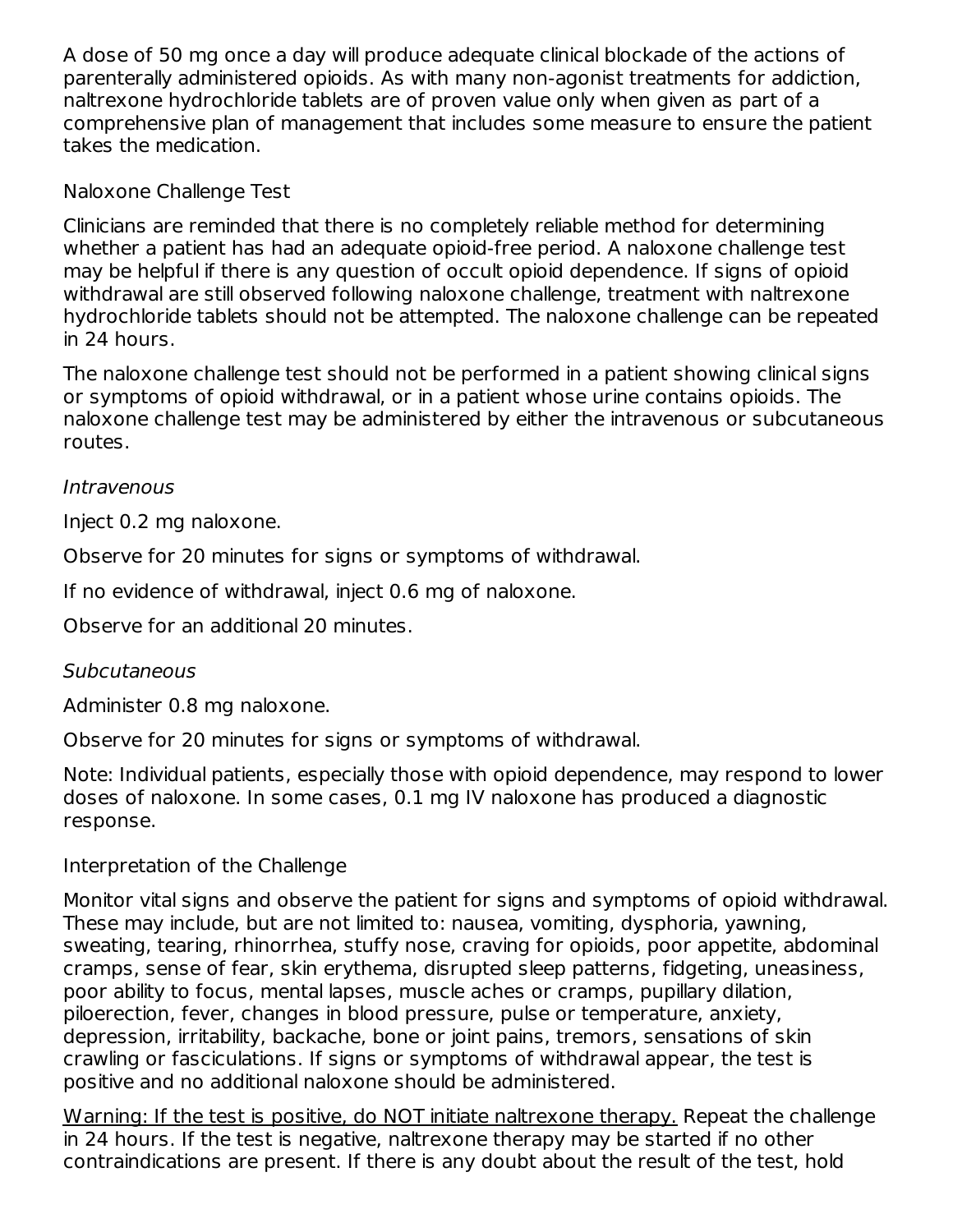A dose of 50 mg once a day will produce adequate clinical blockade of the actions of parenterally administered opioids. As with many non-agonist treatments for addiction, naltrexone hydrochloride tablets are of proven value only when given as part of a comprehensive plan of management that includes some measure to ensure the patient takes the medication.

### Naloxone Challenge Test

Clinicians are reminded that there is no completely reliable method for determining whether a patient has had an adequate opioid-free period. A naloxone challenge test may be helpful if there is any question of occult opioid dependence. If signs of opioid withdrawal are still observed following naloxone challenge, treatment with naltrexone hydrochloride tablets should not be attempted. The naloxone challenge can be repeated in 24 hours.

The naloxone challenge test should not be performed in a patient showing clinical signs or symptoms of opioid withdrawal, or in a patient whose urine contains opioids. The naloxone challenge test may be administered by either the intravenous or subcutaneous routes.

*Intravenous*

Inject 0.2 mg naloxone.

Observe for 20 minutes for signs or symptoms of withdrawal.

If no evidence of withdrawal, inject 0.6 mg of naloxone.

Observe for an additional 20 minutes.

*Subcutaneous*

Administer 0.8 mg naloxone.

Observe for 20 minutes for signs or symptoms of withdrawal.

Note: Individual patients, especially those with opioid dependence, may respond to lower doses of naloxone. In some cases, 0.1 mg IV naloxone has produced a diagnostic response.

### Interpretation of the Challenge

Monitor vital signs and observe the patient for signs and symptoms of opioid withdrawal. These may include, but are not limited to: nausea, vomiting, dysphoria, yawning, sweating, tearing, rhinorrhea, stuffy nose, craving for opioids, poor appetite, abdominal cramps, sense of fear, skin erythema, disrupted sleep patterns, fidgeting, uneasiness, poor ability to focus, mental lapses, muscle aches or cramps, pupillary dilation, piloerection, fever, changes in blood pressure, pulse or temperature, anxiety, depression, irritability, backache, bone or joint pains, tremors, sensations of skin crawling or fasciculations. If signs or symptoms of withdrawal appear, the test is positive and no additional naloxone should be administered.

<u>Warning: If the test is positive, do NOT initiate naltrexone therapy.</u> Repeat the challenge in 24 hours. If the test is negative, naltrexone therapy may be started if no other contraindications are present. If there is any doubt about the result of the test, hold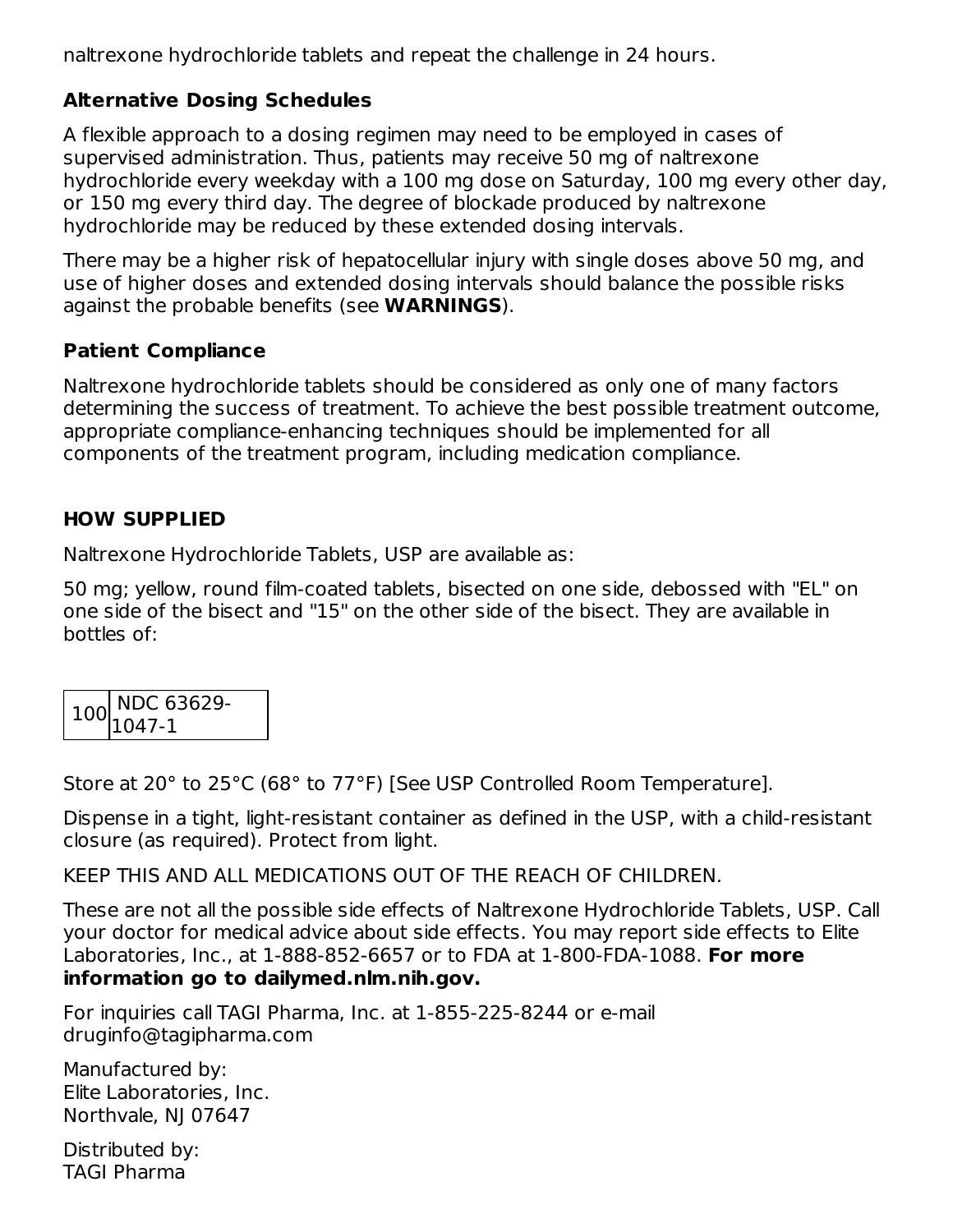naltrexone hydrochloride tablets and repeat the challenge in 24 hours.

### Alternative Dosing Schedules

A flexible approach to a dosing regimen may need to be employed in cases of supervised administration. Thus, patients may receive 50 mg of naltrexone hydrochloride every weekday with a 100 mg dose on Saturday, 100 mg every other day, or 150 mg every third day. The degree of blockade produced by naltrexone hydrochloride may be reduced by these extended dosing intervals.

There may be a higher risk of hepatocellular injury with single doses above 50 mg, and use of higher doses and extended dosing intervals should balance the possible risks against the probable benefits (see **WARNINGS**).

### Patient Compliance

Naltrexone hydrochloride tablets should be considered as only one of many factors determining the success of treatment. To achieve the best possible treatment outcome, appropriate compliance-enhancing techniques should be implemented for all components of the treatment program, including medication compliance.

## HOW SUPPLIED

Naltrexone Hydrochloride Tablets, USP are available as:

50 mg; yellow, round film-coated tablets, bisected on one side, debossed with "EL" on one side of the bisect and "15" on the other side of the bisect. They are available in bottles of:

| 100 | NDC 63629-1047-1 |
|---|---|

Store at 20° to 25°C (68° to 77°F) [See USP Controlled Room Temperature].

Dispense in a tight, light-resistant container as defined in the USP, with a child-resistant closure (as required). Protect from light.

KEEP THIS AND ALL MEDICATIONS OUT OF THE REACH OF CHILDREN.

These are not all the possible side effects of Naltrexone Hydrochloride Tablets, USP. Call your doctor for medical advice about side effects. You may report side effects to Elite Laboratories, Inc., at 1-888-852-6657 or to FDA at 1-800-FDA-1088. **For more information go to dailymed.nlm.nih.gov.**

For inquiries call TAGI Pharma, Inc. at 1-855-225-8244 or e-mail druginfo@tagipharma.com

Manufactured by:
Elite Laboratories, Inc.
Northvale, NJ 07647

Distributed by:
TAGI Pharma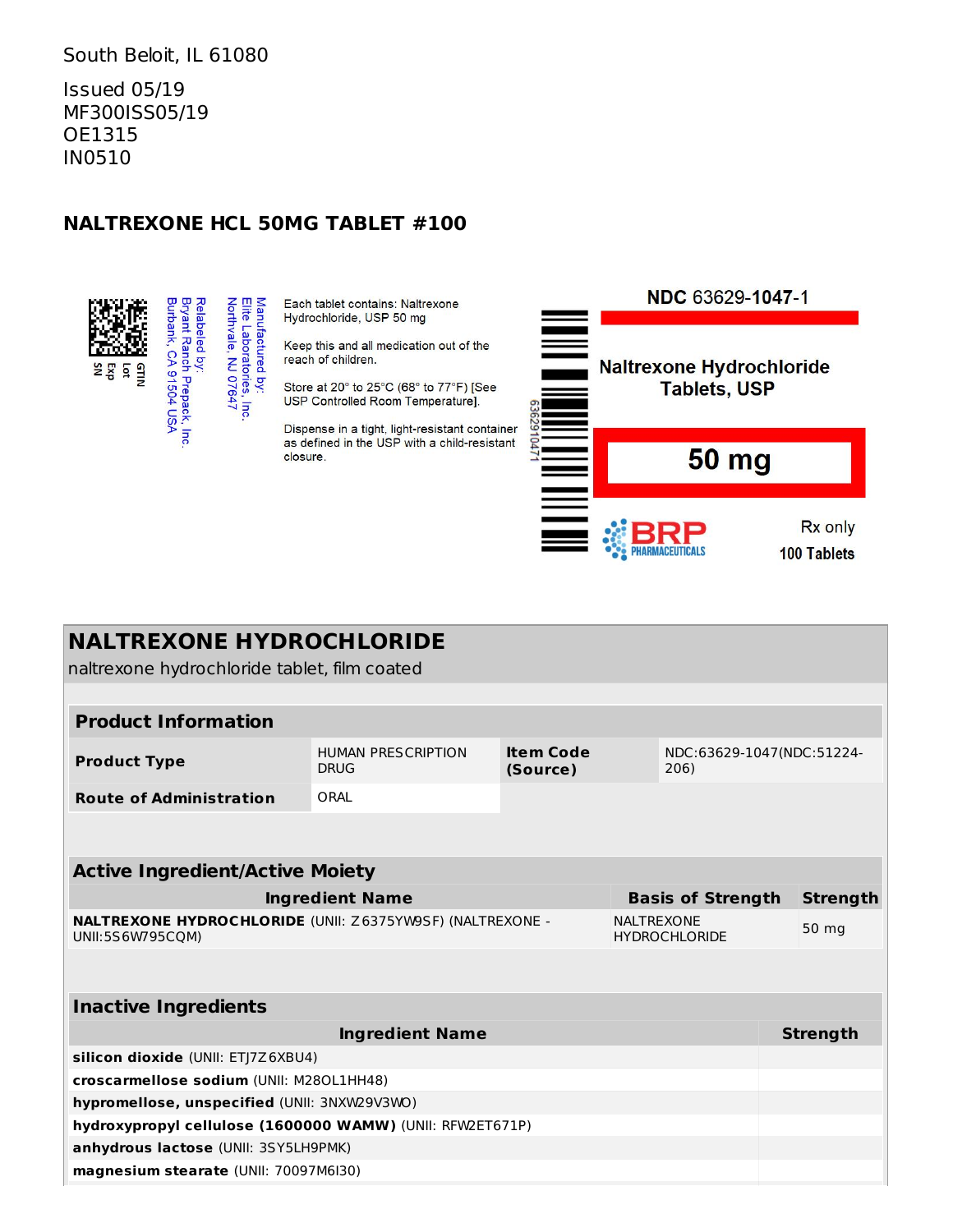South Beloit, IL 61080

Issued 05/19
MF300ISS05/19
OE1315
IN0510

## NALTREXONE HCL 50MG TABLET #100

GTIN
Lot
Exp
SN

Relabeled by:
Bryant Ranch Prepack, Inc.
Burbank, CA 91504 USA

Manufactured by:
Elite Laboratories, Inc.
Northvale, NJ 07647

Each tablet contains: Naltrexone Hydrochloride, USP 50 mg

Keep this and all medication out of the reach of children.

Store at 20° to 25°C (68° to 77°F) [See USP Controlled Room Temperature].

Dispense in a tight, light-resistant container as defined in the USP with a child-resistant closure.

636291047

NDC 63629-**1047**-1

Naltrexone Hydrochloride Tablets, USP

**50 mg**

BRP PHARMACEUTICALS

Rx only

100 Tablets

## NALTREXONE HYDROCHLORIDE

naltrexone hydrochloride tablet, film coated

| Product Information | | | |
|---|---|---|---|
| **Product Type** | HUMAN PRESCRIPTION DRUG | **Item Code (Source)** | NDC:63629-1047(NDC:51224-206) |
| **Route of Administration** | ORAL | | |

| Active Ingredient/Active Moiety | | |
|---|---|---|
| **Ingredient Name** | **Basis of Strength** | **Strength** |
| **NALTREXONE HYDROCHLORIDE** (UNII: Z6375YW9SF) (NALTREXONE - UNII:5S6W795CQM) | NALTREXONE HYDROCHLORIDE | 50 mg |

| Inactive Ingredients | |
|---|---|
| **Ingredient Name** | **Strength** |
| **silicon dioxide** (UNII: ETJ7Z6XBU4) | |
| **croscarmellose sodium** (UNII: M28OL1HH48) | |
| **hypromellose, unspecified** (UNII: 3NXW29V3WO) | |
| **hydroxypropyl cellulose (1600000 WAMW)** (UNII: RFW2ET671P) | |
| **anhydrous lactose** (UNII: 3SY5LH9PMK) | |
| **magnesium stearate** (UNII: 70097M6I30) | |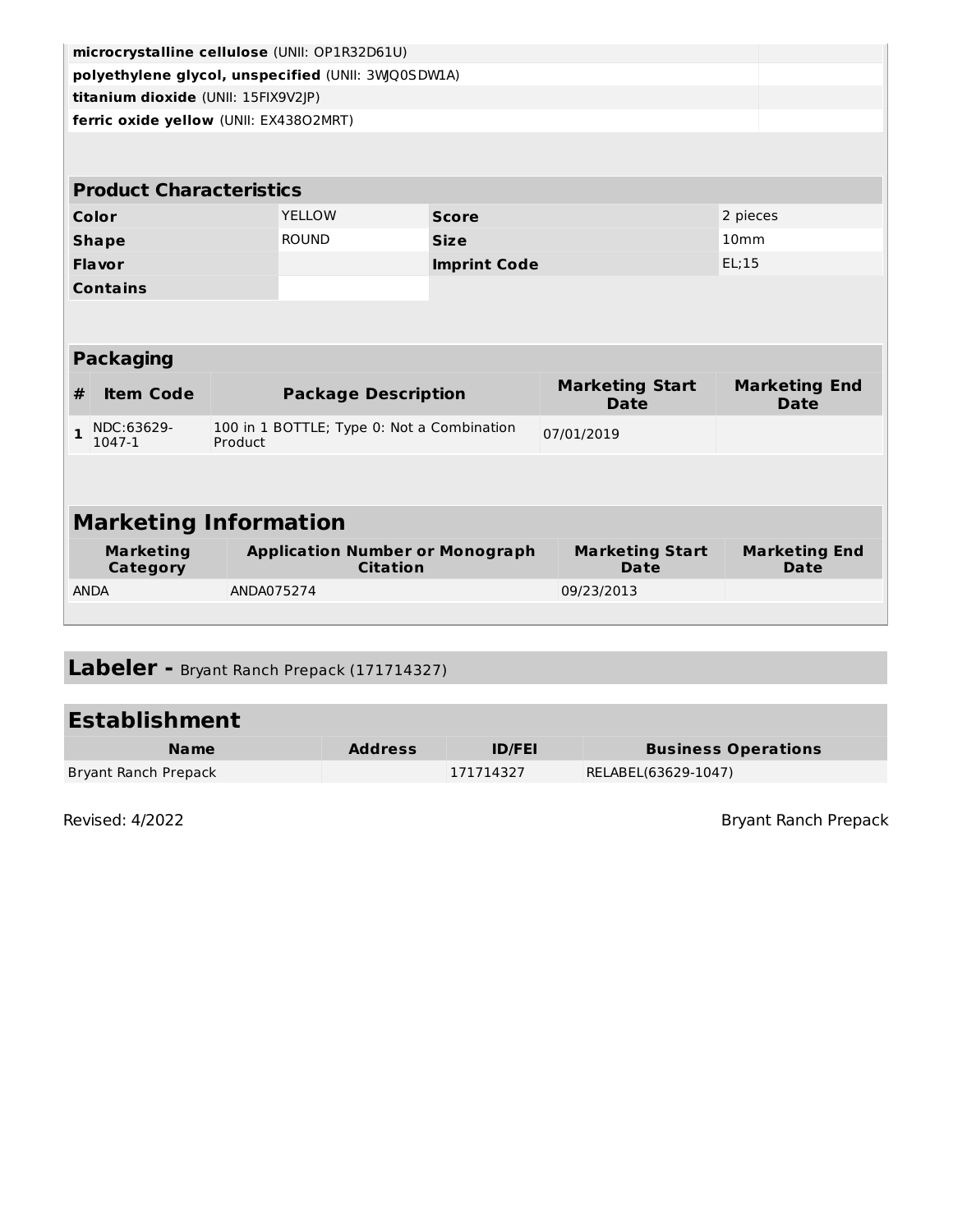| | |
|---|---|
| **microcrystalline cellulose** (UNII: OP1R32D61U) | |
| **polyethylene glycol, unspecified** (UNII: 3WQ0SDW1A) | |
| **titanium dioxide** (UNII: 15FIX9V2JP) | |
| **ferric oxide yellow** (UNII: EX438O2MRT) | |

| Product Characteristics | | | |
|---|---|---|---|
| **Color** | YELLOW | **Score** | 2 pieces |
| **Shape** | ROUND | **Size** | 10mm |
| **Flavor** | | **Imprint Code** | EL;15 |
| **Contains** | | | |

**Packaging**

| # | Item Code | Package Description | Marketing Start Date | Marketing End Date |
|---|---|---|---|---|
| 1 | NDC:63629-1047-1 | 100 in 1 BOTTLE; Type 0: Not a Combination Product | 07/01/2019 | |

**Marketing Information**

| Marketing Category | Application Number or Monograph Citation | Marketing Start Date | Marketing End Date |
|---|---|---|---|
| ANDA | ANDA075274 | 09/23/2013 | |

**Labeler -** Bryant Ranch Prepack (171714327)

**Establishment**

| Name | Address | ID/FEI | Business Operations |
|---|---|---|---|
| Bryant Ranch Prepack | | 171714327 | RELABEL(63629-1047) |

Revised: 4/2022

Bryant Ranch Prepack